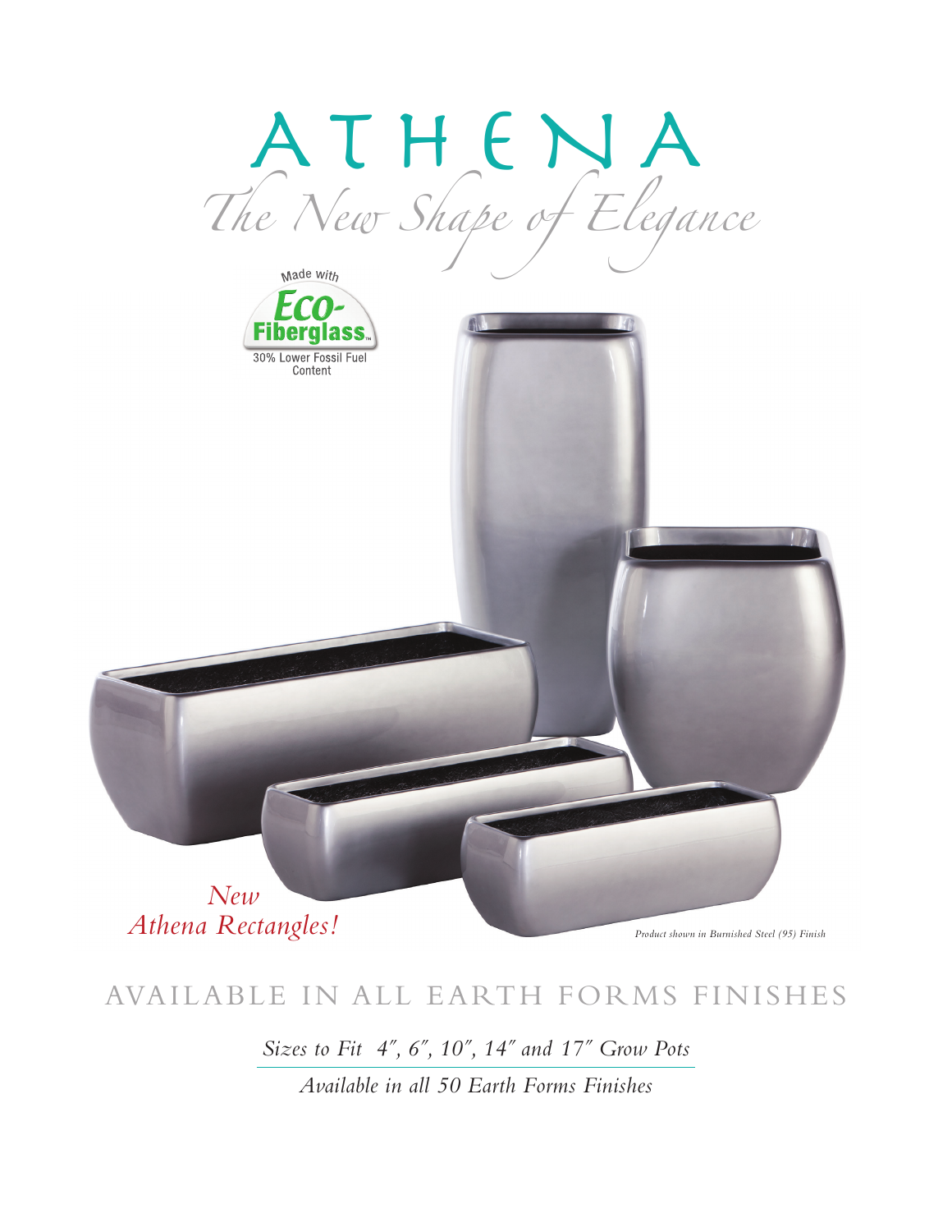# ATHENA

*The New Shape of Elegance*

Made with **Eco-Fiberglass**™
30% Lower Fossil Fuel Content

*New Athena Rectangles!*

*Product shown in Burnished Steel (95) Finish*

## AVAILABLE IN ALL EARTH FORMS FINISHES

*Sizes to Fit 4″, 6″, 10″, 14″ and 17″ Grow Pots*

*Available in all 50 Earth Forms Finishes*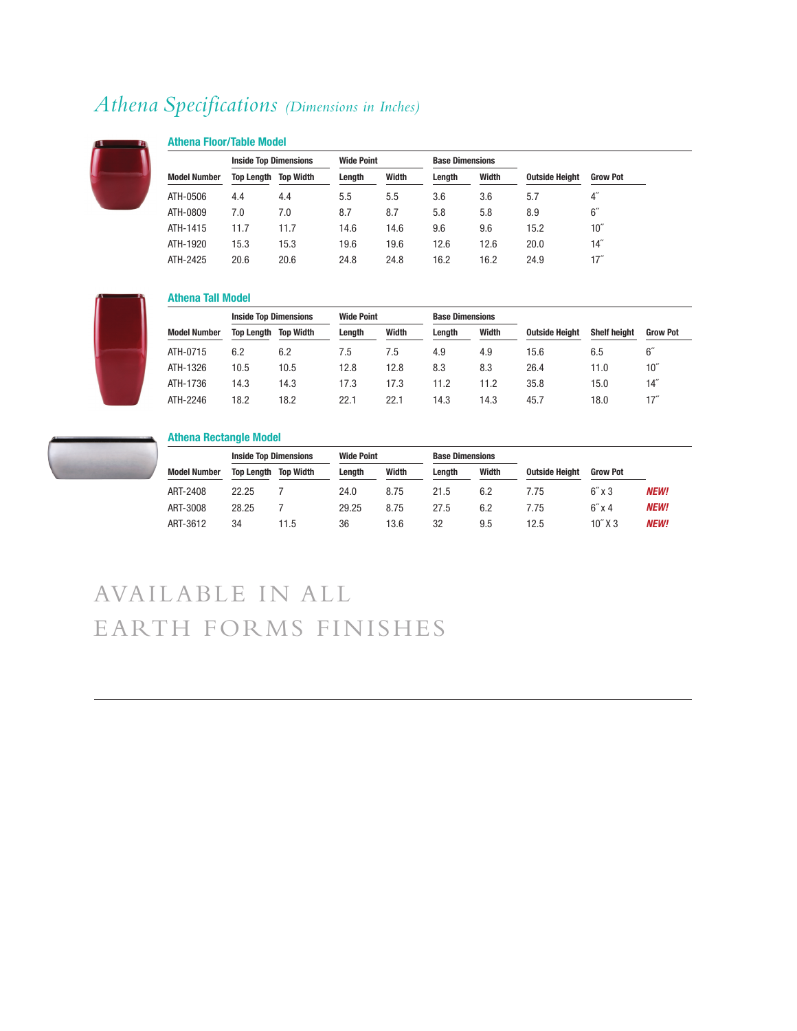# *Athena Specifications* *(Dimensions in Inches)*

### Athena Floor/Table Model

| | Inside Top Dimensions | | Wide Point | | Base Dimensions | | | |
|---|---|---|---|---|---|---|---|---|
| **Model Number** | **Top Length** | **Top Width** | **Length** | **Width** | **Length** | **Width** | **Outside Height** | **Grow Pot** |
| ATH-0506 | 4.4 | 4.4 | 5.5 | 5.5 | 3.6 | 3.6 | 5.7 | 4˝ |
| ATH-0809 | 7.0 | 7.0 | 8.7 | 8.7 | 5.8 | 5.8 | 8.9 | 6˝ |
| ATH-1415 | 11.7 | 11.7 | 14.6 | 14.6 | 9.6 | 9.6 | 15.2 | 10˝ |
| ATH-1920 | 15.3 | 15.3 | 19.6 | 19.6 | 12.6 | 12.6 | 20.0 | 14˝ |
| ATH-2425 | 20.6 | 20.6 | 24.8 | 24.8 | 16.2 | 16.2 | 24.9 | 17˝ |

### Athena Tall Model

| | Inside Top Dimensions | | Wide Point | | Base Dimensions | | | | |
|---|---|---|---|---|---|---|---|---|---|
| **Model Number** | **Top Length** | **Top Width** | **Length** | **Width** | **Length** | **Width** | **Outside Height** | **Shelf height** | **Grow Pot** |
| ATH-0715 | 6.2 | 6.2 | 7.5 | 7.5 | 4.9 | 4.9 | 15.6 | 6.5 | 6˝ |
| ATH-1326 | 10.5 | 10.5 | 12.8 | 12.8 | 8.3 | 8.3 | 26.4 | 11.0 | 10˝ |
| ATH-1736 | 14.3 | 14.3 | 17.3 | 17.3 | 11.2 | 11.2 | 35.8 | 15.0 | 14˝ |
| ATH-2246 | 18.2 | 18.2 | 22.1 | 22.1 | 14.3 | 14.3 | 45.7 | 18.0 | 17˝ |

### Athena Rectangle Model

| | Inside Top Dimensions | | Wide Point | | Base Dimensions | | | | |
|---|---|---|---|---|---|---|---|---|---|
| **Model Number** | **Top Length** | **Top Width** | **Length** | **Width** | **Length** | **Width** | **Outside Height** | **Grow Pot** | |
| ART-2408 | 22.25 | 7 | 24.0 | 8.75 | 21.5 | 6.2 | 7.75 | 6˝ x 3 | ***NEW!*** |
| ART-3008 | 28.25 | 7 | 29.25 | 8.75 | 27.5 | 6.2 | 7.75 | 6˝ x 4 | ***NEW!*** |
| ART-3612 | 34 | 11.5 | 36 | 13.6 | 32 | 9.5 | 12.5 | 10˝ X 3 | ***NEW!*** |

AVAILABLE IN ALL
EARTH FORMS FINISHES